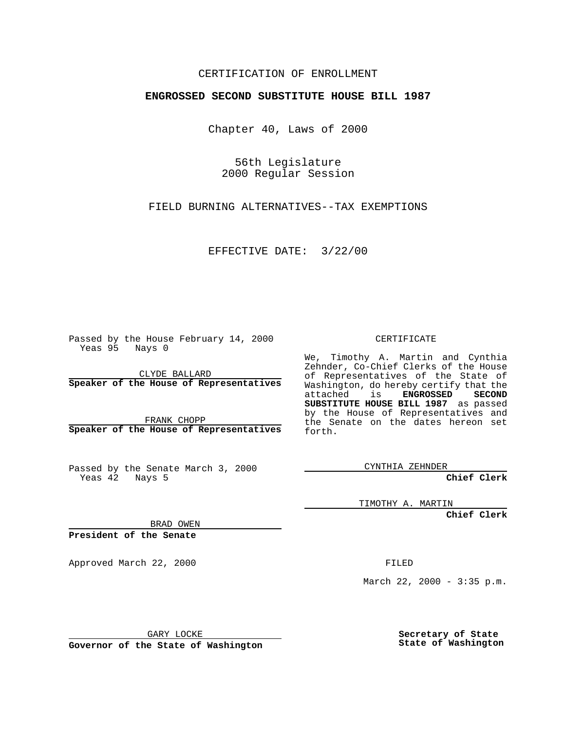CERTIFICATION OF ENROLLMENT

**ENGROSSED SECOND SUBSTITUTE HOUSE BILL 1987**

Chapter 40, Laws of 2000

56th Legislature
2000 Regular Session

FIELD BURNING ALTERNATIVES--TAX EXEMPTIONS

EFFECTIVE DATE: 3/22/00

Passed by the House February 14, 2000
Yeas 95 Nays 0

CLYDE BALLARD
**Speaker of the House of Representatives**

FRANK CHOPP
**Speaker of the House of Representatives**

Passed by the Senate March 3, 2000
Yeas 42 Nays 5

BRAD OWEN
**President of the Senate**

Approved March 22, 2000

GARY LOCKE
**Governor of the State of Washington**

CERTIFICATE

We, Timothy A. Martin and Cynthia Zehnder, Co-Chief Clerks of the House of Representatives of the State of Washington, do hereby certify that the attached is **ENGROSSED SECOND SUBSTITUTE HOUSE BILL 1987** as passed by the House of Representatives and the Senate on the dates hereon set forth.

CYNTHIA ZEHNDER
**Chief Clerk**

TIMOTHY A. MARTIN
**Chief Clerk**

FILED

March 22, 2000 - 3:35 p.m.

**Secretary of State**
**State of Washington**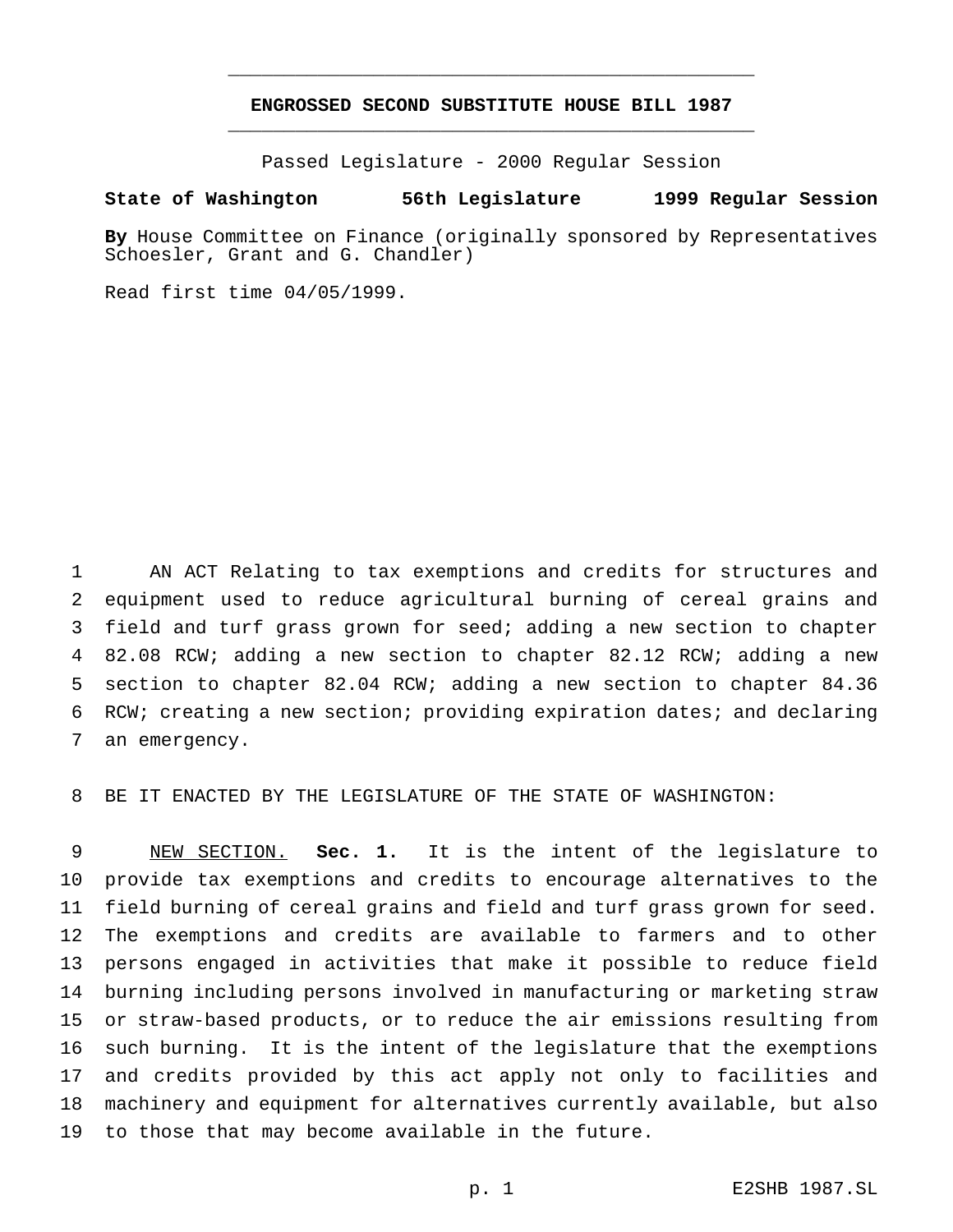# ENGROSSED SECOND SUBSTITUTE HOUSE BILL 1987

Passed Legislature - 2000 Regular Session

**State of Washington 56th Legislature 1999 Regular Session**

**By** House Committee on Finance (originally sponsored by Representatives Schoesler, Grant and G. Chandler)

Read first time 04/05/1999.

AN ACT Relating to tax exemptions and credits for structures and equipment used to reduce agricultural burning of cereal grains and field and turf grass grown for seed; adding a new section to chapter 82.08 RCW; adding a new section to chapter 82.12 RCW; adding a new section to chapter 82.04 RCW; adding a new section to chapter 84.36 RCW; creating a new section; providing expiration dates; and declaring an emergency.

BE IT ENACTED BY THE LEGISLATURE OF THE STATE OF WASHINGTON:

NEW SECTION. **Sec. 1.** It is the intent of the legislature to provide tax exemptions and credits to encourage alternatives to the field burning of cereal grains and field and turf grass grown for seed. The exemptions and credits are available to farmers and to other persons engaged in activities that make it possible to reduce field burning including persons involved in manufacturing or marketing straw or straw-based products, or to reduce the air emissions resulting from such burning. It is the intent of the legislature that the exemptions and credits provided by this act apply not only to facilities and machinery and equipment for alternatives currently available, but also to those that may become available in the future.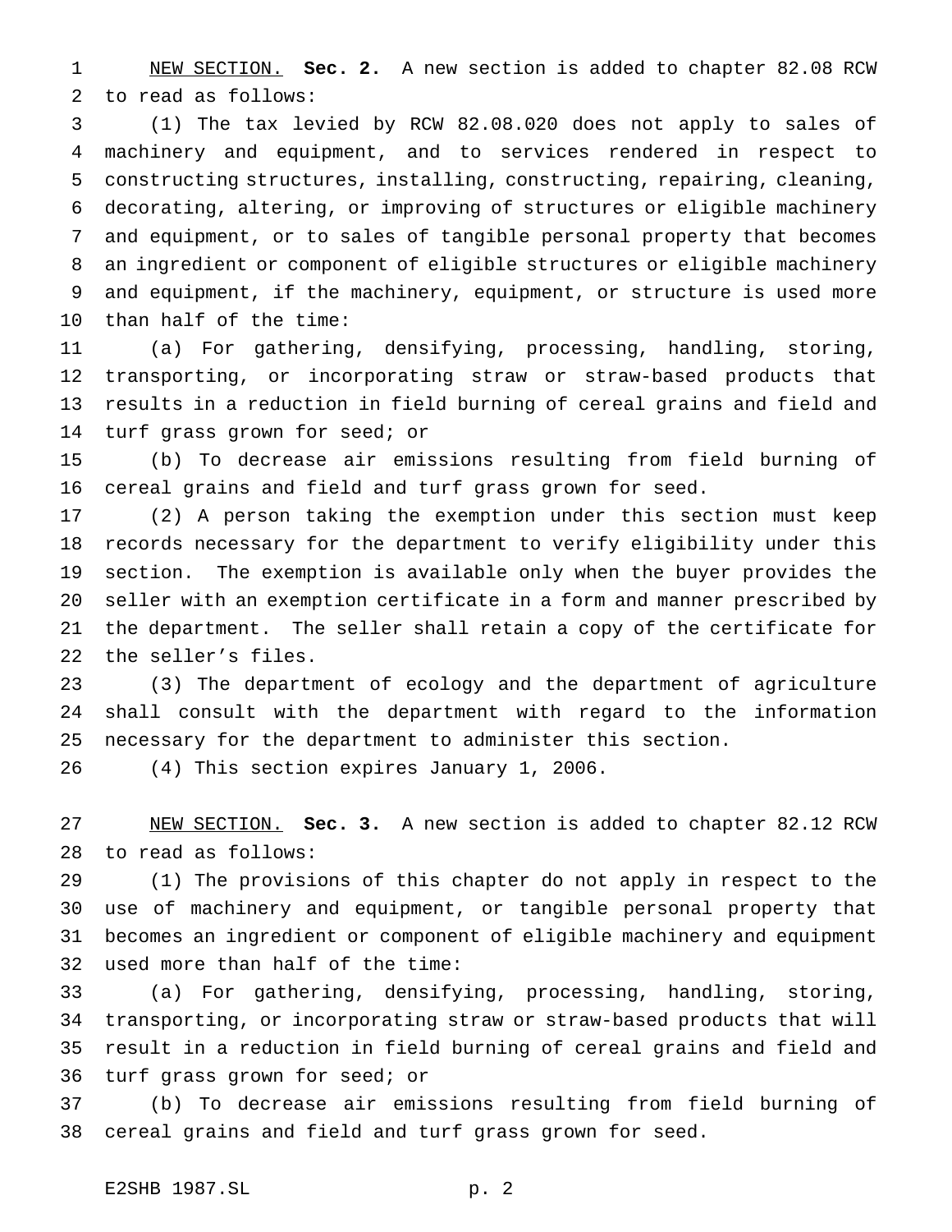NEW SECTION. **Sec. 2.** A new section is added to chapter 82.08 RCW to read as follows:

(1) The tax levied by RCW 82.08.020 does not apply to sales of machinery and equipment, and to services rendered in respect to constructing structures, installing, constructing, repairing, cleaning, decorating, altering, or improving of structures or eligible machinery and equipment, or to sales of tangible personal property that becomes an ingredient or component of eligible structures or eligible machinery and equipment, if the machinery, equipment, or structure is used more than half of the time:

(a) For gathering, densifying, processing, handling, storing, transporting, or incorporating straw or straw-based products that results in a reduction in field burning of cereal grains and field and turf grass grown for seed; or

(b) To decrease air emissions resulting from field burning of cereal grains and field and turf grass grown for seed.

(2) A person taking the exemption under this section must keep records necessary for the department to verify eligibility under this section. The exemption is available only when the buyer provides the seller with an exemption certificate in a form and manner prescribed by the department. The seller shall retain a copy of the certificate for the seller's files.

(3) The department of ecology and the department of agriculture shall consult with the department with regard to the information necessary for the department to administer this section.

(4) This section expires January 1, 2006.

NEW SECTION. **Sec. 3.** A new section is added to chapter 82.12 RCW to read as follows:

(1) The provisions of this chapter do not apply in respect to the use of machinery and equipment, or tangible personal property that becomes an ingredient or component of eligible machinery and equipment used more than half of the time:

(a) For gathering, densifying, processing, handling, storing, transporting, or incorporating straw or straw-based products that will result in a reduction in field burning of cereal grains and field and turf grass grown for seed; or

(b) To decrease air emissions resulting from field burning of cereal grains and field and turf grass grown for seed.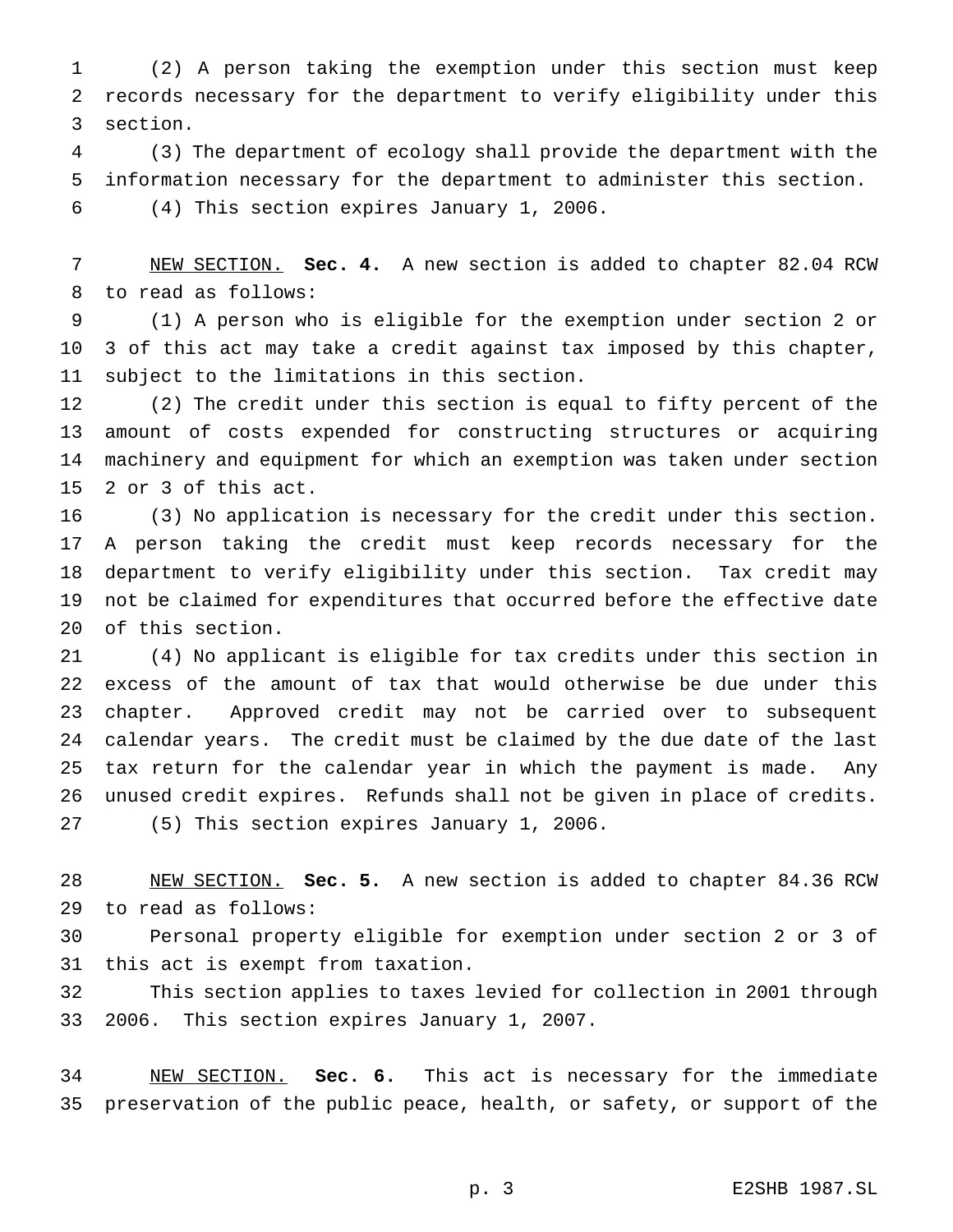(2) A person taking the exemption under this section must keep records necessary for the department to verify eligibility under this section.

(3) The department of ecology shall provide the department with the information necessary for the department to administer this section.

(4) This section expires January 1, 2006.

NEW SECTION. **Sec. 4.** A new section is added to chapter 82.04 RCW to read as follows:

(1) A person who is eligible for the exemption under section 2 or 3 of this act may take a credit against tax imposed by this chapter, subject to the limitations in this section.

(2) The credit under this section is equal to fifty percent of the amount of costs expended for constructing structures or acquiring machinery and equipment for which an exemption was taken under section 2 or 3 of this act.

(3) No application is necessary for the credit under this section. A person taking the credit must keep records necessary for the department to verify eligibility under this section. Tax credit may not be claimed for expenditures that occurred before the effective date of this section.

(4) No applicant is eligible for tax credits under this section in excess of the amount of tax that would otherwise be due under this chapter. Approved credit may not be carried over to subsequent calendar years. The credit must be claimed by the due date of the last tax return for the calendar year in which the payment is made. Any unused credit expires. Refunds shall not be given in place of credits.

(5) This section expires January 1, 2006.

NEW SECTION. **Sec. 5.** A new section is added to chapter 84.36 RCW to read as follows:

Personal property eligible for exemption under section 2 or 3 of this act is exempt from taxation.

This section applies to taxes levied for collection in 2001 through 2006. This section expires January 1, 2007.

NEW SECTION. **Sec. 6.** This act is necessary for the immediate preservation of the public peace, health, or safety, or support of the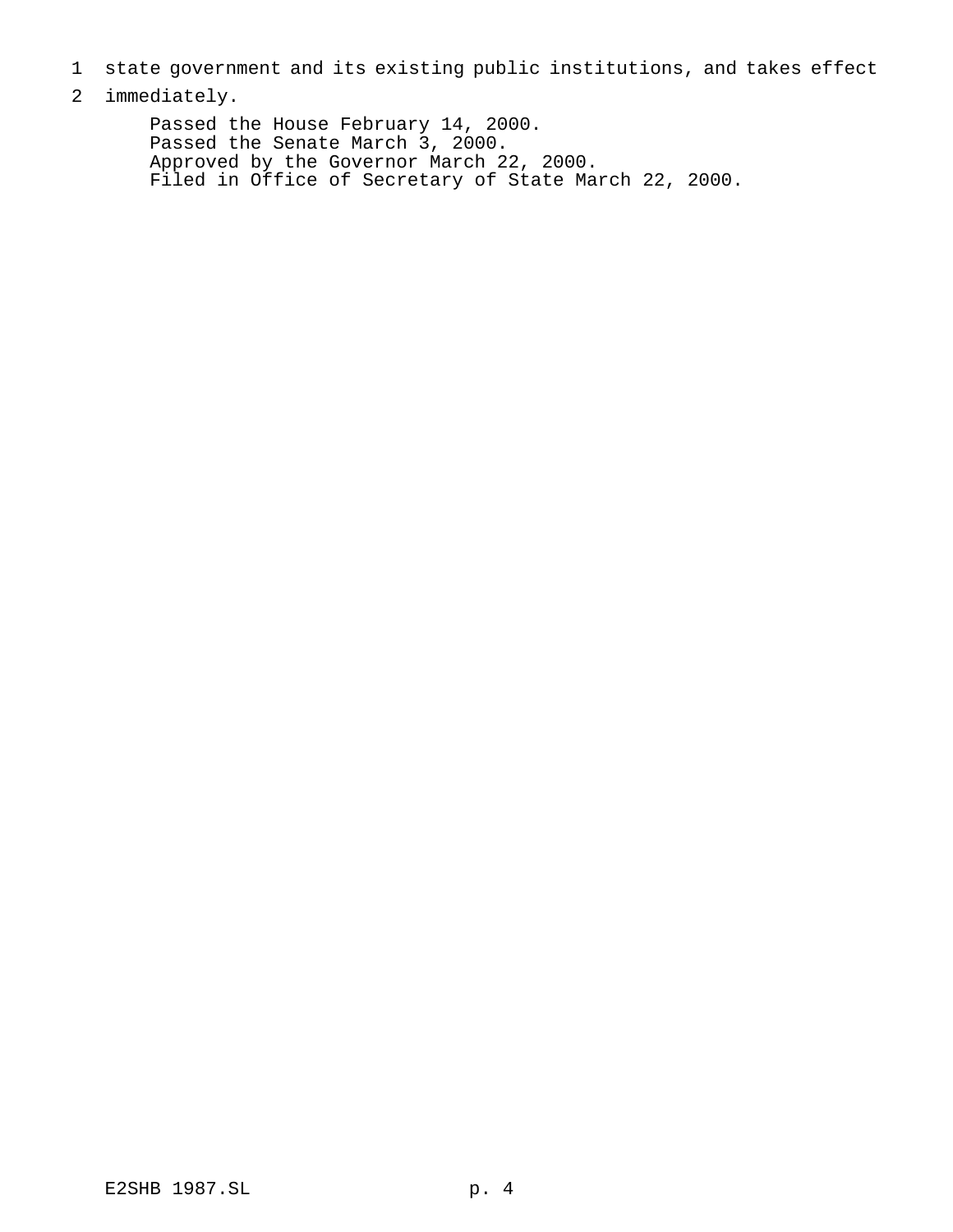state government and its existing public institutions, and takes effect immediately.

Passed the House February 14, 2000.
Passed the Senate March 3, 2000.
Approved by the Governor March 22, 2000.
Filed in Office of Secretary of State March 22, 2000.